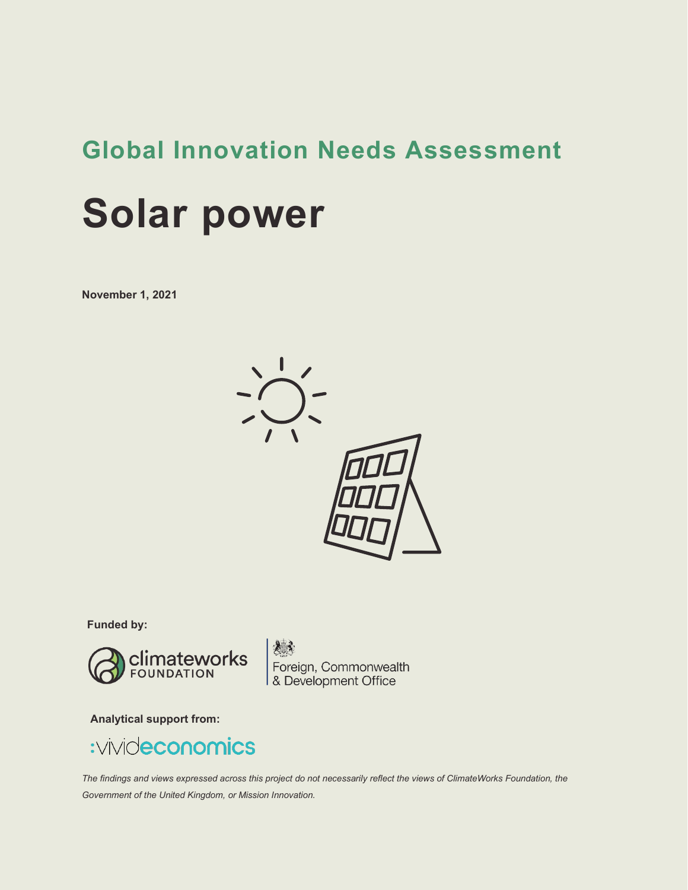## Global Innovation Needs Assessment

# Solar power

**November 1, 2021**

**Funded by:**

climateworks FOUNDATION

Foreign, Commonwealth & Development Office

**Analytical support from:**

:vivideconomics

*The findings and views expressed across this project do not necessarily reflect the views of ClimateWorks Foundation, the Government of the United Kingdom, or Mission Innovation.*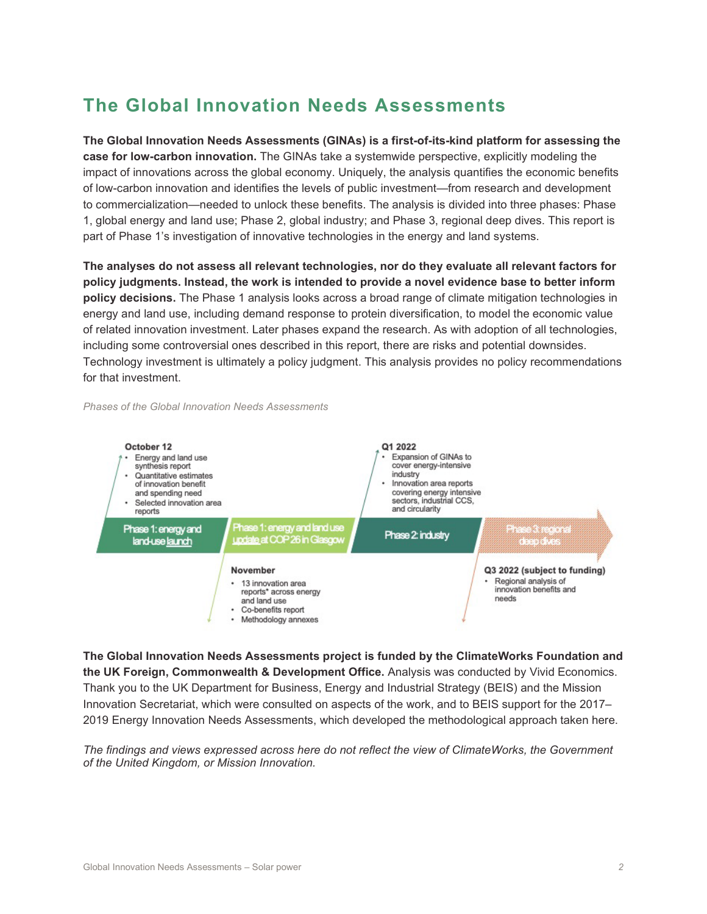# The Global Innovation Needs Assessments

**The Global Innovation Needs Assessments (GINAs) is a first-of-its-kind platform for assessing the case for low-carbon innovation.** The GINAs take a systemwide perspective, explicitly modeling the impact of innovations across the global economy. Uniquely, the analysis quantifies the economic benefits of low-carbon innovation and identifies the levels of public investment—from research and development to commercialization—needed to unlock these benefits. The analysis is divided into three phases: Phase 1, global energy and land use; Phase 2, global industry; and Phase 3, regional deep dives. This report is part of Phase 1's investigation of innovative technologies in the energy and land systems.

**The analyses do not assess all relevant technologies, nor do they evaluate all relevant factors for policy judgments. Instead, the work is intended to provide a novel evidence base to better inform policy decisions.** The Phase 1 analysis looks across a broad range of climate mitigation technologies in energy and land use, including demand response to protein diversification, to model the economic value of related innovation investment. Later phases expand the research. As with adoption of all technologies, including some controversial ones described in this report, there are risks and potential downsides. Technology investment is ultimately a policy judgment. This analysis provides no policy recommendations for that investment.

*Phases of the Global Innovation Needs Assessments*

**October 12**
- Energy and land use synthesis report
- Quantitative estimates of innovation benefit and spending need
- Selected innovation area reports

**Phase 1: energy and land-use launch**

**Phase 1: energy and land use update at COP 26 in Glasgow**

**November**
- 13 innovation area reports* across energy and land use
- Co-benefits report
- Methodology annexes

**Phase 2: industry**

**Q1 2022**
- Expansion of GINAs to cover energy-intensive industry
- Innovation area reports covering energy intensive sectors, industrial CCS, and circularity

**Phase 3: regional deep dives**

**Q3 2022 (subject to funding)**
- Regional analysis of innovation benefits and needs

**The Global Innovation Needs Assessments project is funded by the ClimateWorks Foundation and the UK Foreign, Commonwealth & Development Office.** Analysis was conducted by Vivid Economics. Thank you to the UK Department for Business, Energy and Industrial Strategy (BEIS) and the Mission Innovation Secretariat, which were consulted on aspects of the work, and to BEIS support for the 2017–2019 Energy Innovation Needs Assessments, which developed the methodological approach taken here.

*The findings and views expressed across here do not reflect the view of ClimateWorks, the Government of the United Kingdom, or Mission Innovation.*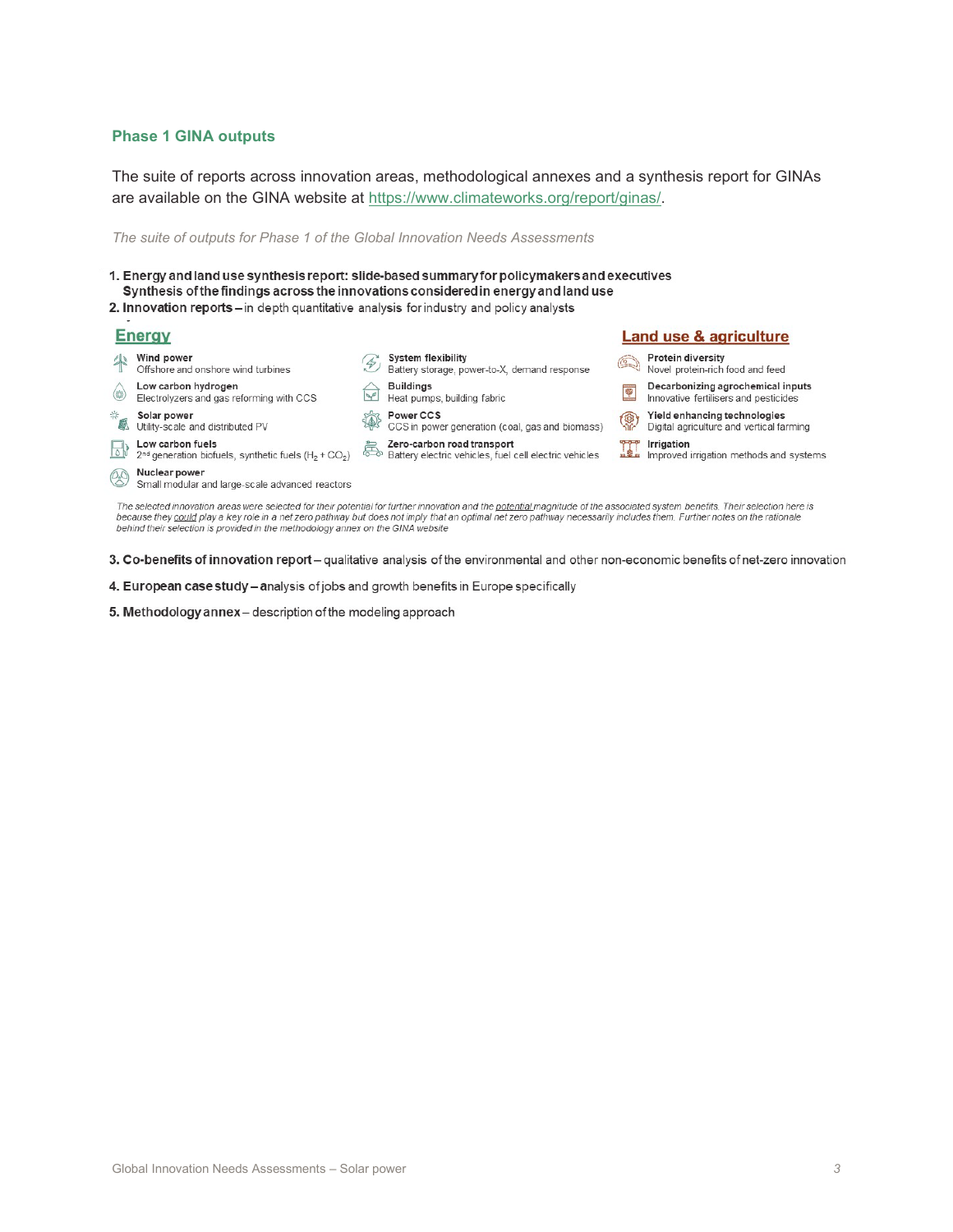## Phase 1 GINA outputs

The suite of reports across innovation areas, methodological annexes and a synthesis report for GINAs are available on the GINA website at https://www.climateworks.org/report/ginas/.

*The suite of outputs for Phase 1 of the Global Innovation Needs Assessments*

1. **Energy and land use synthesis report: slide-based summary for policymakers and executives**
   **Synthesis of the findings across the innovations considered in energy and land use**
2. **Innovation reports** – in depth quantitative analysis for industry and policy analysts

**Energy**

- **Wind power**
  Offshore and onshore wind turbines
- **Low carbon hydrogen**
  Electrolyzers and gas reforming with CCS
- **Solar power**
  Utility-scale and distributed PV
- **Low carbon fuels**
  2nd generation biofuels, synthetic fuels ($H_2 + CO_2$)
- **Nuclear power**
  Small modular and large-scale advanced reactors
- **System flexibility**
  Battery storage, power-to-X, demand response
- **Buildings**
  Heat pumps, building fabric
- **Power CCS**
  CCS in power generation (coal, gas and biomass)
- **Zero-carbon road transport**
  Battery electric vehicles, fuel cell electric vehicles

**Land use & agriculture**

- **Protein diversity**
  Novel protein-rich food and feed
- **Decarbonizing agrochemical inputs**
  Innovative fertilisers and pesticides
- **Yield enhancing technologies**
  Digital agriculture and vertical farming
- **Irrigation**
  Improved irrigation methods and systems

*The selected innovation areas were selected for their potential for further innovation and the potential magnitude of the associated system benefits. Their selection here is because they could play a key role in a net zero pathway but does not imply that an optimal net zero pathway necessarily includes them. Further notes on the rationale behind their selection is provided in the methodology annex on the GINA website*

3. **Co-benefits of innovation report** – qualitative analysis of the environmental and other non-economic benefits of net-zero innovation
4. **European case study** – analysis of jobs and growth benefits in Europe specifically
5. **Methodology annex** – description of the modeling approach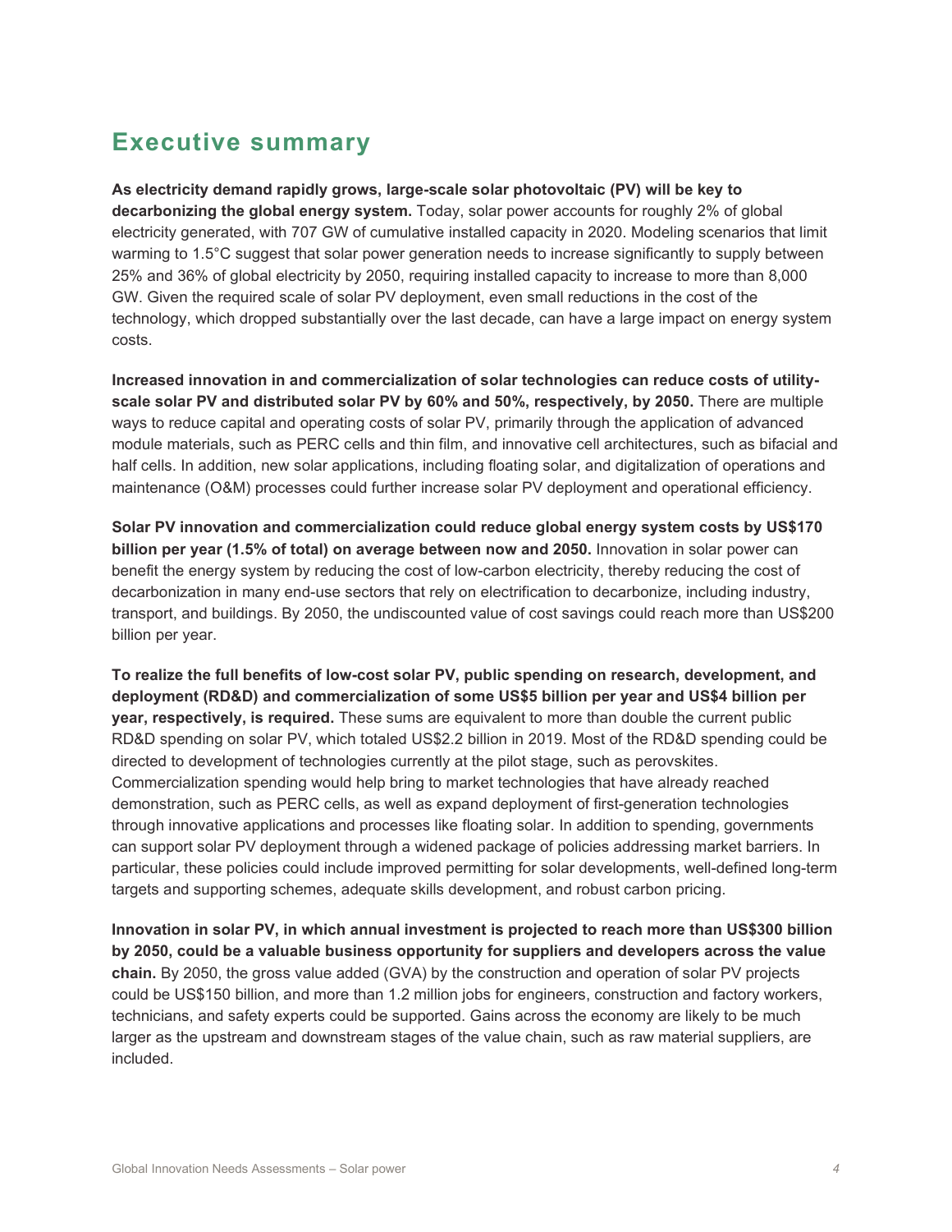## Executive summary

**As electricity demand rapidly grows, large-scale solar photovoltaic (PV) will be key to decarbonizing the global energy system.** Today, solar power accounts for roughly 2% of global electricity generated, with 707 GW of cumulative installed capacity in 2020. Modeling scenarios that limit warming to 1.5°C suggest that solar power generation needs to increase significantly to supply between 25% and 36% of global electricity by 2050, requiring installed capacity to increase to more than 8,000 GW. Given the required scale of solar PV deployment, even small reductions in the cost of the technology, which dropped substantially over the last decade, can have a large impact on energy system costs.

**Increased innovation in and commercialization of solar technologies can reduce costs of utility-scale solar PV and distributed solar PV by 60% and 50%, respectively, by 2050.** There are multiple ways to reduce capital and operating costs of solar PV, primarily through the application of advanced module materials, such as PERC cells and thin film, and innovative cell architectures, such as bifacial and half cells. In addition, new solar applications, including floating solar, and digitalization of operations and maintenance (O&M) processes could further increase solar PV deployment and operational efficiency.

**Solar PV innovation and commercialization could reduce global energy system costs by US$170 billion per year (1.5% of total) on average between now and 2050.** Innovation in solar power can benefit the energy system by reducing the cost of low-carbon electricity, thereby reducing the cost of decarbonization in many end-use sectors that rely on electrification to decarbonize, including industry, transport, and buildings. By 2050, the undiscounted value of cost savings could reach more than US$200 billion per year.

**To realize the full benefits of low-cost solar PV, public spending on research, development, and deployment (RD&D) and commercialization of some US$5 billion per year and US$4 billion per year, respectively, is required.** These sums are equivalent to more than double the current public RD&D spending on solar PV, which totaled US$2.2 billion in 2019. Most of the RD&D spending could be directed to development of technologies currently at the pilot stage, such as perovskites. Commercialization spending would help bring to market technologies that have already reached demonstration, such as PERC cells, as well as expand deployment of first-generation technologies through innovative applications and processes like floating solar. In addition to spending, governments can support solar PV deployment through a widened package of policies addressing market barriers. In particular, these policies could include improved permitting for solar developments, well-defined long-term targets and supporting schemes, adequate skills development, and robust carbon pricing.

**Innovation in solar PV, in which annual investment is projected to reach more than US$300 billion by 2050, could be a valuable business opportunity for suppliers and developers across the value chain.** By 2050, the gross value added (GVA) by the construction and operation of solar PV projects could be US$150 billion, and more than 1.2 million jobs for engineers, construction and factory workers, technicians, and safety experts could be supported. Gains across the economy are likely to be much larger as the upstream and downstream stages of the value chain, such as raw material suppliers, are included.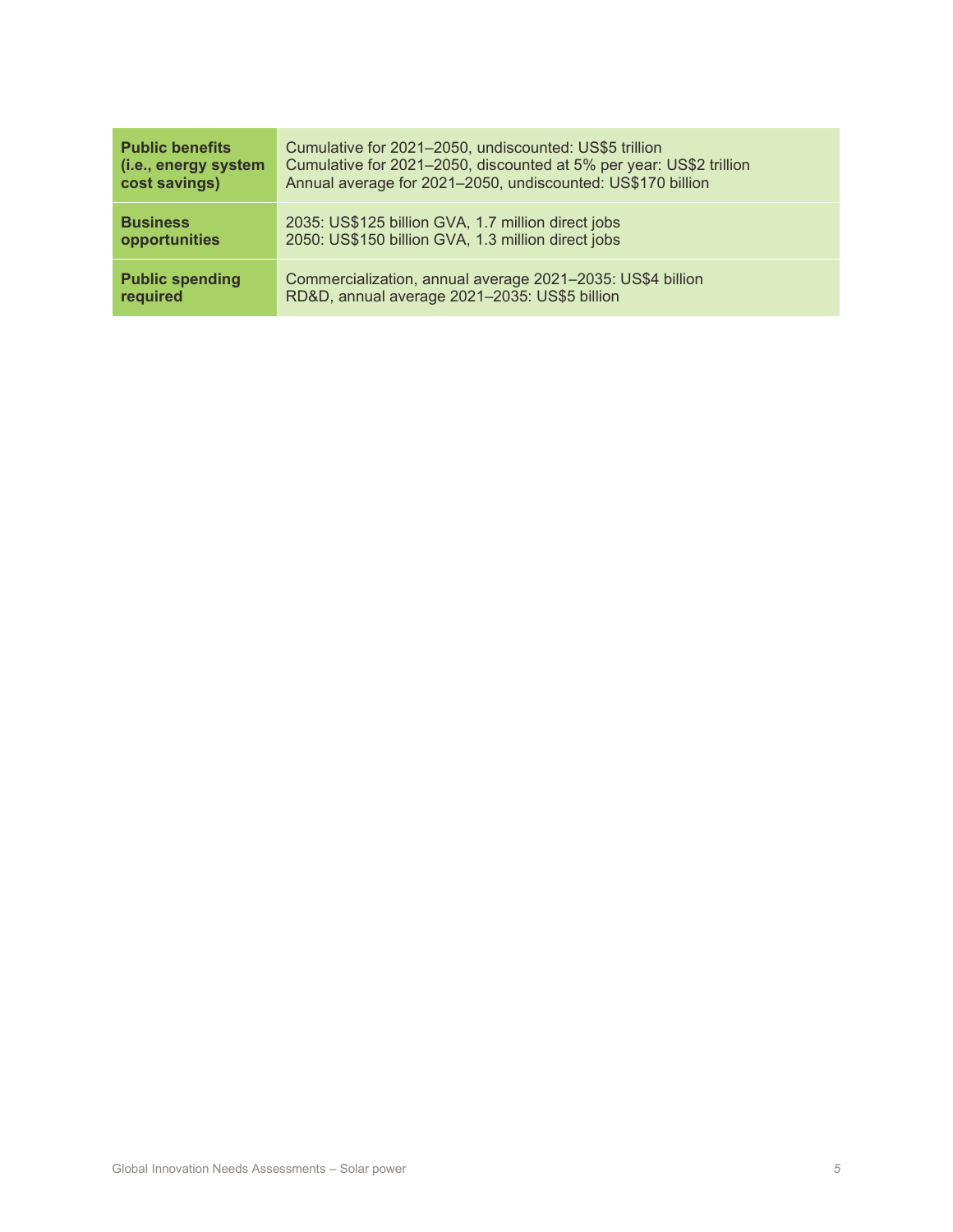| | |
|---|---|
| **Public benefits (i.e., energy system cost savings)** | Cumulative for 2021–2050, undiscounted: US$5 trillion<br>Cumulative for 2021–2050, discounted at 5% per year: US$2 trillion<br>Annual average for 2021–2050, undiscounted: US$170 billion |
| **Business opportunities** | 2035: US$125 billion GVA, 1.7 million direct jobs<br>2050: US$150 billion GVA, 1.3 million direct jobs |
| **Public spending required** | Commercialization, annual average 2021–2035: US$4 billion<br>RD&D, annual average 2021–2035: US$5 billion |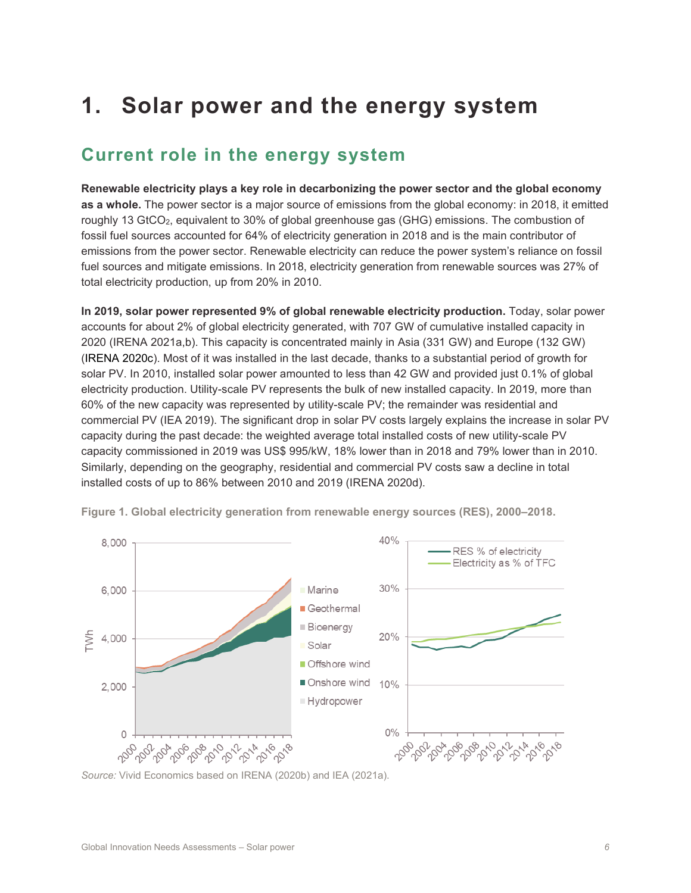# 1. Solar power and the energy system

## Current role in the energy system

**Renewable electricity plays a key role in decarbonizing the power sector and the global economy as a whole.** The power sector is a major source of emissions from the global economy: in 2018, it emitted roughly 13 $GtCO_2$, equivalent to 30% of global greenhouse gas (GHG) emissions. The combustion of fossil fuel sources accounted for 64% of electricity generation in 2018 and is the main contributor of emissions from the power sector. Renewable electricity can reduce the power system's reliance on fossil fuel sources and mitigate emissions. In 2018, electricity generation from renewable sources was 27% of total electricity production, up from 20% in 2010.

**In 2019, solar power represented 9% of global renewable electricity production.** Today, solar power accounts for about 2% of global electricity generated, with 707 GW of cumulative installed capacity in 2020 (IRENA 2021a,b). This capacity is concentrated mainly in Asia (331 GW) and Europe (132 GW) (IRENA 2020c). Most of it was installed in the last decade, thanks to a substantial period of growth for solar PV. In 2010, installed solar power amounted to less than 42 GW and provided just 0.1% of global electricity production. Utility-scale PV represents the bulk of new installed capacity. In 2019, more than 60% of the new capacity was represented by utility-scale PV; the remainder was residential and commercial PV (IEA 2019). The significant drop in solar PV costs largely explains the increase in solar PV capacity during the past decade: the weighted average total installed costs of new utility-scale PV capacity commissioned in 2019 was US$ 995/kW, 18% lower than in 2018 and 79% lower than in 2010. Similarly, depending on the geography, residential and commercial PV costs saw a decline in total installed costs of up to 86% between 2010 and 2019 (IRENA 2020d).

**Figure 1. Global electricity generation from renewable energy sources (RES), 2000–2018.**

*Source:* Vivid Economics based on IRENA (2020b) and IEA (2021a).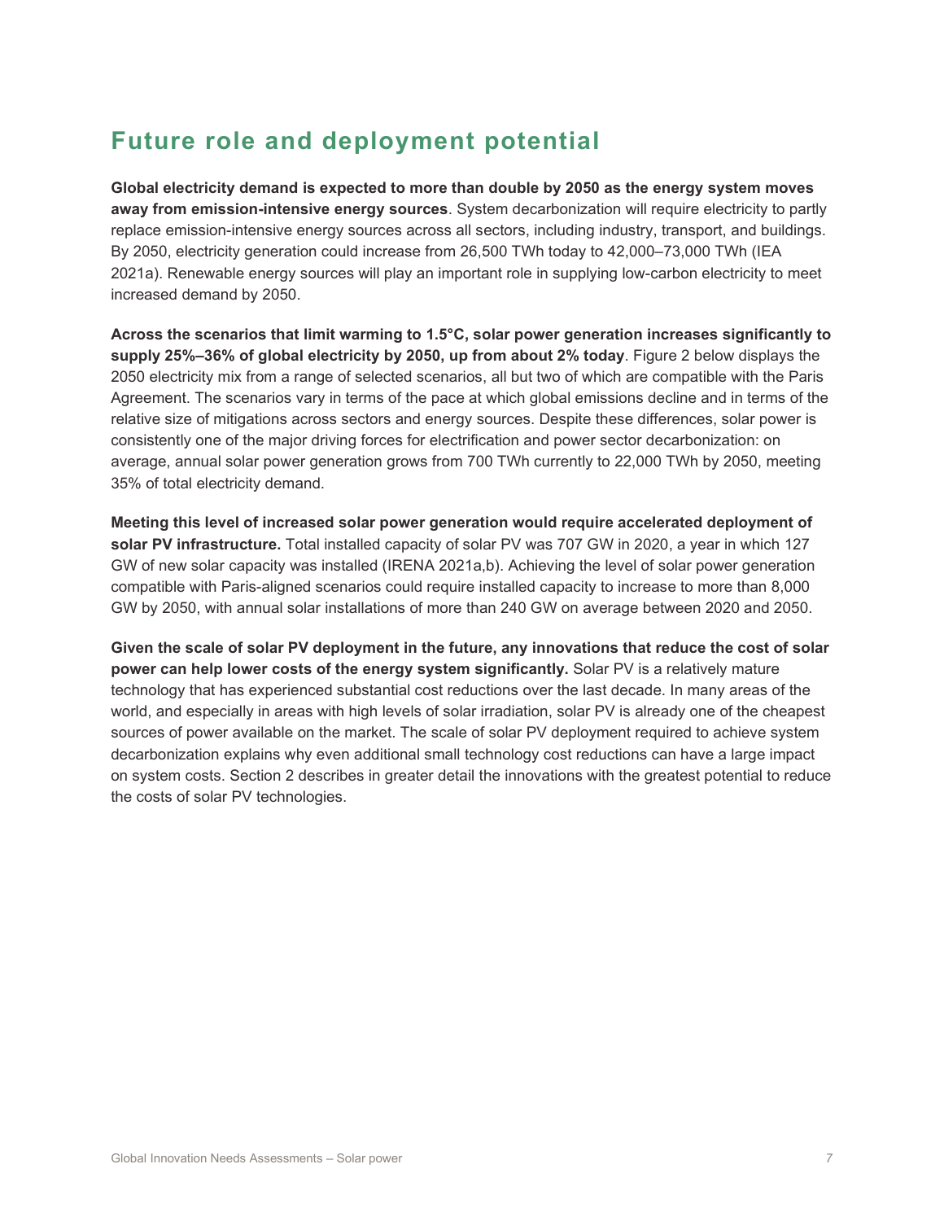## Future role and deployment potential

**Global electricity demand is expected to more than double by 2050 as the energy system moves away from emission-intensive energy sources**. System decarbonization will require electricity to partly replace emission-intensive energy sources across all sectors, including industry, transport, and buildings. By 2050, electricity generation could increase from 26,500 TWh today to 42,000–73,000 TWh (IEA 2021a). Renewable energy sources will play an important role in supplying low-carbon electricity to meet increased demand by 2050.

**Across the scenarios that limit warming to 1.5°C, solar power generation increases significantly to supply 25%–36% of global electricity by 2050, up from about 2% today**. Figure 2 below displays the 2050 electricity mix from a range of selected scenarios, all but two of which are compatible with the Paris Agreement. The scenarios vary in terms of the pace at which global emissions decline and in terms of the relative size of mitigations across sectors and energy sources. Despite these differences, solar power is consistently one of the major driving forces for electrification and power sector decarbonization: on average, annual solar power generation grows from 700 TWh currently to 22,000 TWh by 2050, meeting 35% of total electricity demand.

**Meeting this level of increased solar power generation would require accelerated deployment of solar PV infrastructure.** Total installed capacity of solar PV was 707 GW in 2020, a year in which 127 GW of new solar capacity was installed (IRENA 2021a,b). Achieving the level of solar power generation compatible with Paris-aligned scenarios could require installed capacity to increase to more than 8,000 GW by 2050, with annual solar installations of more than 240 GW on average between 2020 and 2050.

**Given the scale of solar PV deployment in the future, any innovations that reduce the cost of solar power can help lower costs of the energy system significantly.** Solar PV is a relatively mature technology that has experienced substantial cost reductions over the last decade. In many areas of the world, and especially in areas with high levels of solar irradiation, solar PV is already one of the cheapest sources of power available on the market. The scale of solar PV deployment required to achieve system decarbonization explains why even additional small technology cost reductions can have a large impact on system costs. Section 2 describes in greater detail the innovations with the greatest potential to reduce the costs of solar PV technologies.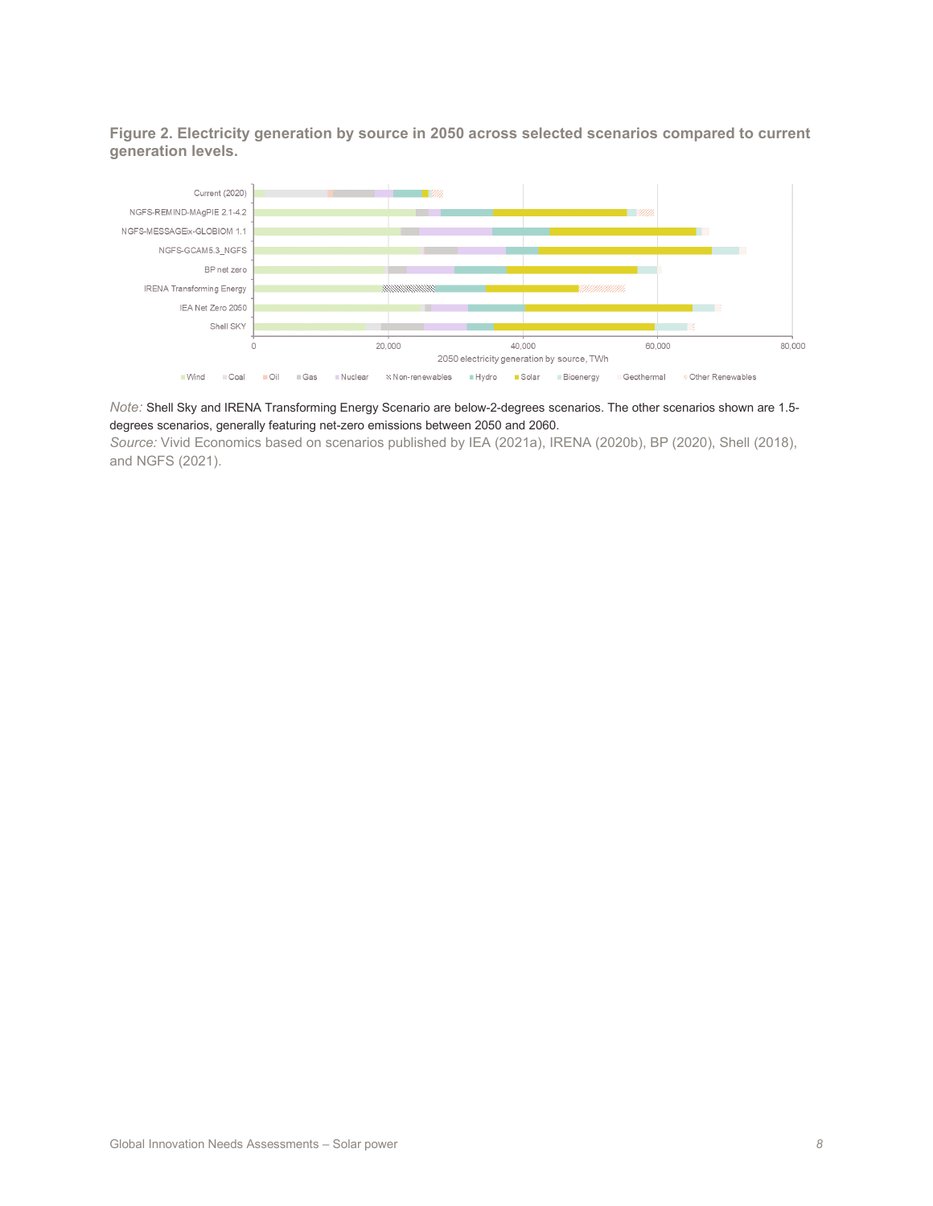**Figure 2. Electricity generation by source in 2050 across selected scenarios compared to current generation levels.**

*Note:* Shell Sky and IRENA Transforming Energy Scenario are below-2-degrees scenarios. The other scenarios shown are 1.5-degrees scenarios, generally featuring net-zero emissions between 2050 and 2060.

*Source:* Vivid Economics based on scenarios published by IEA (2021a), IRENA (2020b), BP (2020), Shell (2018), and NGFS (2021).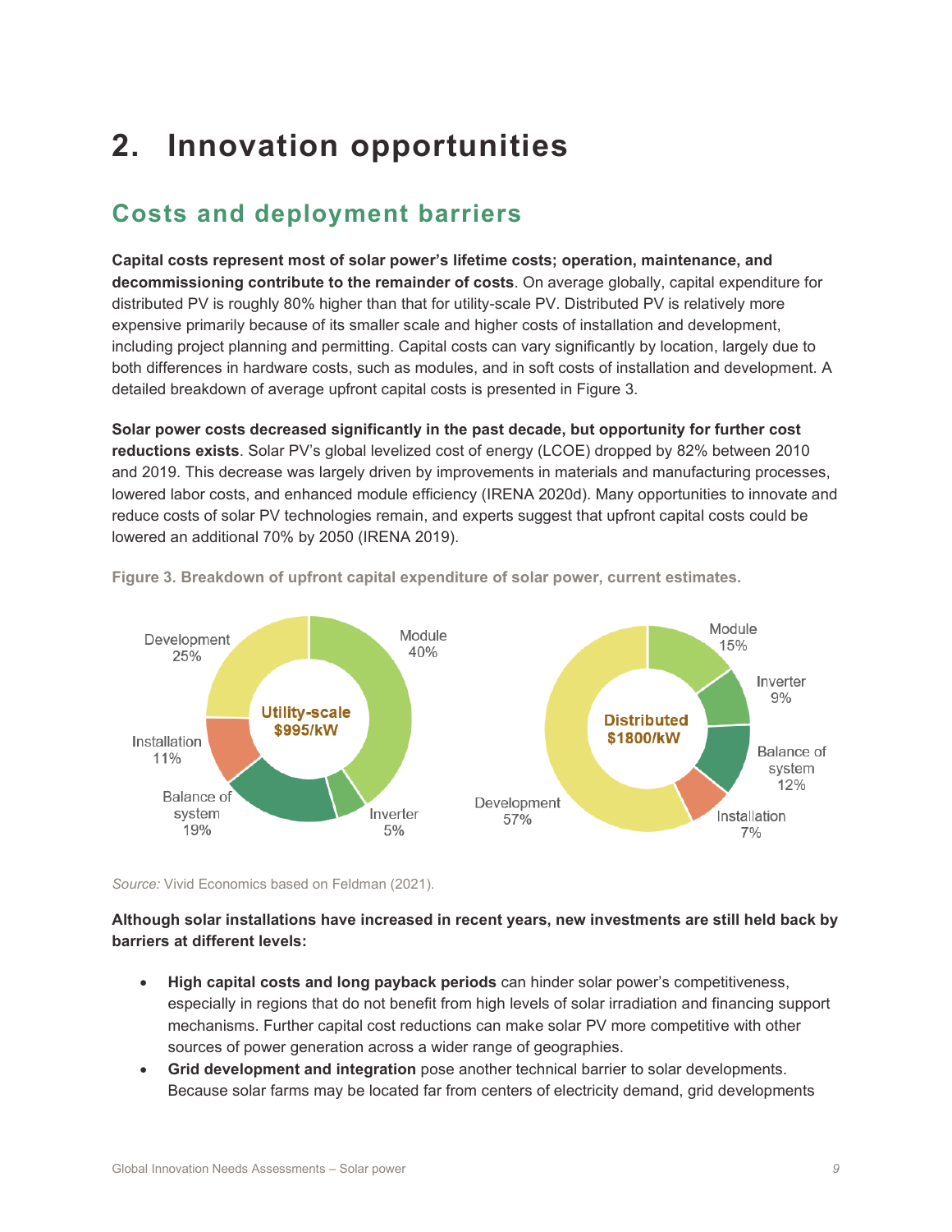# 2. Innovation opportunities

## Costs and deployment barriers

**Capital costs represent most of solar power's lifetime costs; operation, maintenance, and decommissioning contribute to the remainder of costs**. On average globally, capital expenditure for distributed PV is roughly 80% higher than that for utility-scale PV. Distributed PV is relatively more expensive primarily because of its smaller scale and higher costs of installation and development, including project planning and permitting. Capital costs can vary significantly by location, largely due to both differences in hardware costs, such as modules, and in soft costs of installation and development. A detailed breakdown of average upfront capital costs is presented in Figure 3.

**Solar power costs decreased significantly in the past decade, but opportunity for further cost reductions exists**. Solar PV's global levelized cost of energy (LCOE) dropped by 82% between 2010 and 2019. This decrease was largely driven by improvements in materials and manufacturing processes, lowered labor costs, and enhanced module efficiency (IRENA 2020d). Many opportunities to innovate and reduce costs of solar PV technologies remain, and experts suggest that upfront capital costs could be lowered an additional 70% by 2050 (IRENA 2019).

**Figure 3. Breakdown of upfront capital expenditure of solar power, current estimates.**

| Component | Utility-scale ($995/kW) | Distributed ($1800/kW) |
|---|---|---|
| Module | 40% | 15% |
| Inverter | 5% | 9% |
| Balance of system | 19% | 12% |
| Installation | 11% | 7% |
| Development | 25% | 57% |

*Source:* Vivid Economics based on Feldman (2021).

**Although solar installations have increased in recent years, new investments are still held back by barriers at different levels:**

- **High capital costs and long payback periods** can hinder solar power's competitiveness, especially in regions that do not benefit from high levels of solar irradiation and financing support mechanisms. Further capital cost reductions can make solar PV more competitive with other sources of power generation across a wider range of geographies.
- **Grid development and integration** pose another technical barrier to solar developments. Because solar farms may be located far from centers of electricity demand, grid developments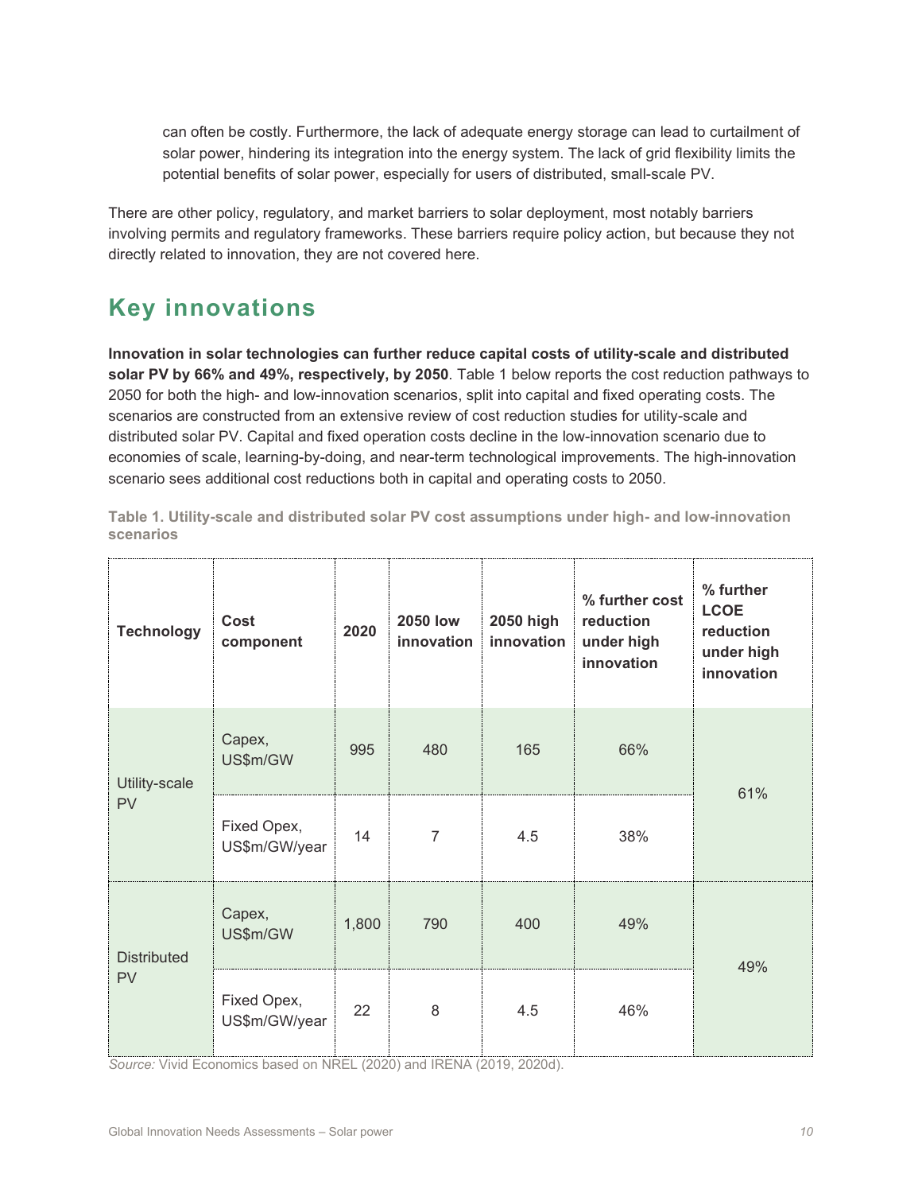can often be costly. Furthermore, the lack of adequate energy storage can lead to curtailment of solar power, hindering its integration into the energy system. The lack of grid flexibility limits the potential benefits of solar power, especially for users of distributed, small-scale PV.

There are other policy, regulatory, and market barriers to solar deployment, most notably barriers involving permits and regulatory frameworks. These barriers require policy action, but because they not directly related to innovation, they are not covered here.

## Key innovations

**Innovation in solar technologies can further reduce capital costs of utility-scale and distributed solar PV by 66% and 49%, respectively, by 2050**. Table 1 below reports the cost reduction pathways to 2050 for both the high- and low-innovation scenarios, split into capital and fixed operating costs. The scenarios are constructed from an extensive review of cost reduction studies for utility-scale and distributed solar PV. Capital and fixed operation costs decline in the low-innovation scenario due to economies of scale, learning-by-doing, and near-term technological improvements. The high-innovation scenario sees additional cost reductions both in capital and operating costs to 2050.

**Table 1. Utility-scale and distributed solar PV cost assumptions under high- and low-innovation scenarios**

| Technology | Cost component | 2020 | 2050 low innovation | 2050 high innovation | % further cost reduction under high innovation | % further LCOE reduction under high innovation |
|---|---|---|---|---|---|---|
| Utility-scale PV | Capex, US$m/GW | 995 | 480 | 165 | 66% | 61% |
| | Fixed Opex, US$m/GW/year | 14 | 7 | 4.5 | 38% | |
| Distributed PV | Capex, US$m/GW | 1,800 | 790 | 400 | 49% | 49% |
| | Fixed Opex, US$m/GW/year | 22 | 8 | 4.5 | 46% | |

*Source:* Vivid Economics based on NREL (2020) and IRENA (2019, 2020d).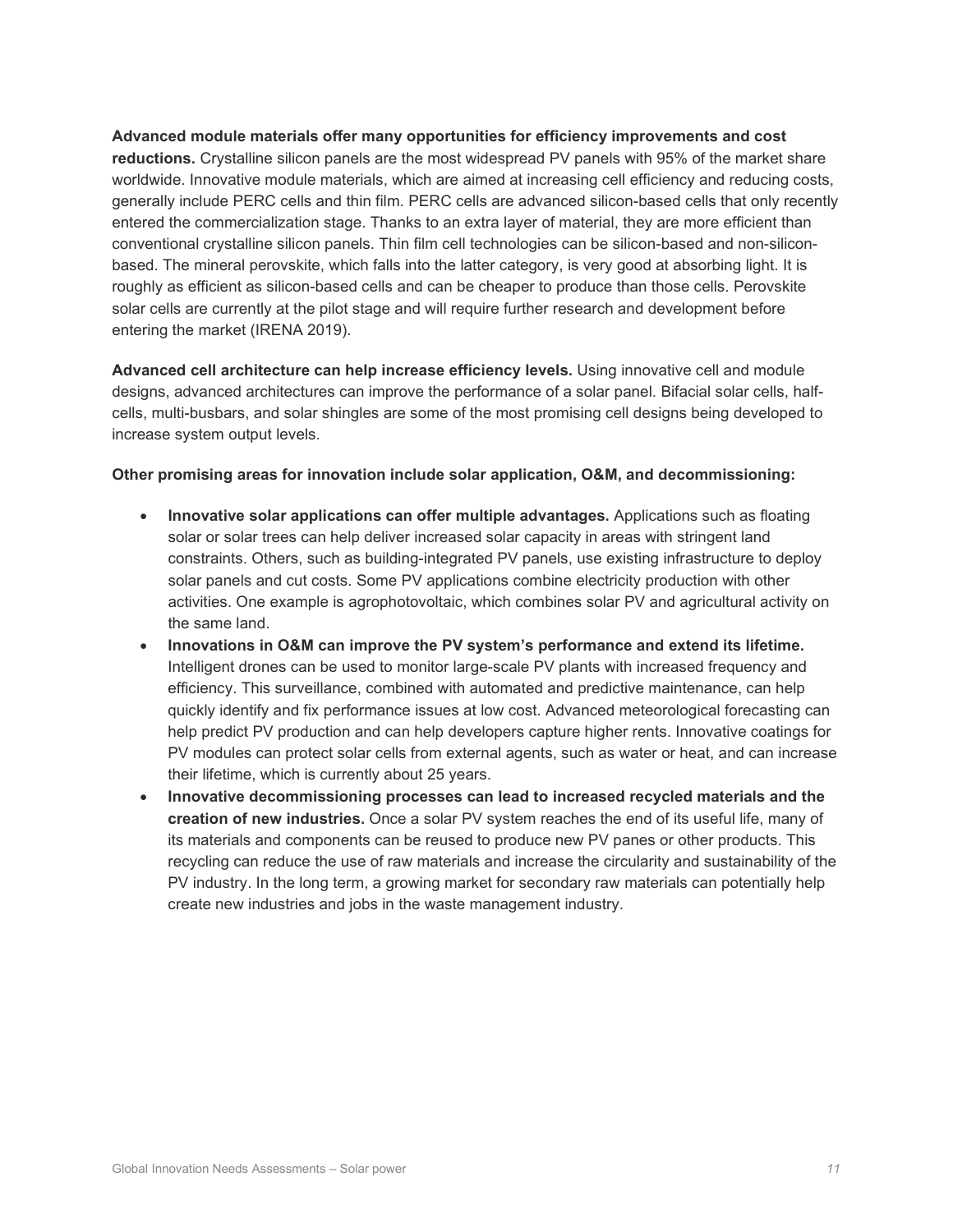**Advanced module materials offer many opportunities for efficiency improvements and cost reductions.** Crystalline silicon panels are the most widespread PV panels with 95% of the market share worldwide. Innovative module materials, which are aimed at increasing cell efficiency and reducing costs, generally include PERC cells and thin film. PERC cells are advanced silicon-based cells that only recently entered the commercialization stage. Thanks to an extra layer of material, they are more efficient than conventional crystalline silicon panels. Thin film cell technologies can be silicon-based and non-silicon-based. The mineral perovskite, which falls into the latter category, is very good at absorbing light. It is roughly as efficient as silicon-based cells and can be cheaper to produce than those cells. Perovskite solar cells are currently at the pilot stage and will require further research and development before entering the market (IRENA 2019).

**Advanced cell architecture can help increase efficiency levels.** Using innovative cell and module designs, advanced architectures can improve the performance of a solar panel. Bifacial solar cells, half-cells, multi-busbars, and solar shingles are some of the most promising cell designs being developed to increase system output levels.

**Other promising areas for innovation include solar application, O&M, and decommissioning:**

- **Innovative solar applications can offer multiple advantages.** Applications such as floating solar or solar trees can help deliver increased solar capacity in areas with stringent land constraints. Others, such as building-integrated PV panels, use existing infrastructure to deploy solar panels and cut costs. Some PV applications combine electricity production with other activities. One example is agrophotovoltaic, which combines solar PV and agricultural activity on the same land.
- **Innovations in O&M can improve the PV system's performance and extend its lifetime.** Intelligent drones can be used to monitor large-scale PV plants with increased frequency and efficiency. This surveillance, combined with automated and predictive maintenance, can help quickly identify and fix performance issues at low cost. Advanced meteorological forecasting can help predict PV production and can help developers capture higher rents. Innovative coatings for PV modules can protect solar cells from external agents, such as water or heat, and can increase their lifetime, which is currently about 25 years.
- **Innovative decommissioning processes can lead to increased recycled materials and the creation of new industries.** Once a solar PV system reaches the end of its useful life, many of its materials and components can be reused to produce new PV panes or other products. This recycling can reduce the use of raw materials and increase the circularity and sustainability of the PV industry. In the long term, a growing market for secondary raw materials can potentially help create new industries and jobs in the waste management industry.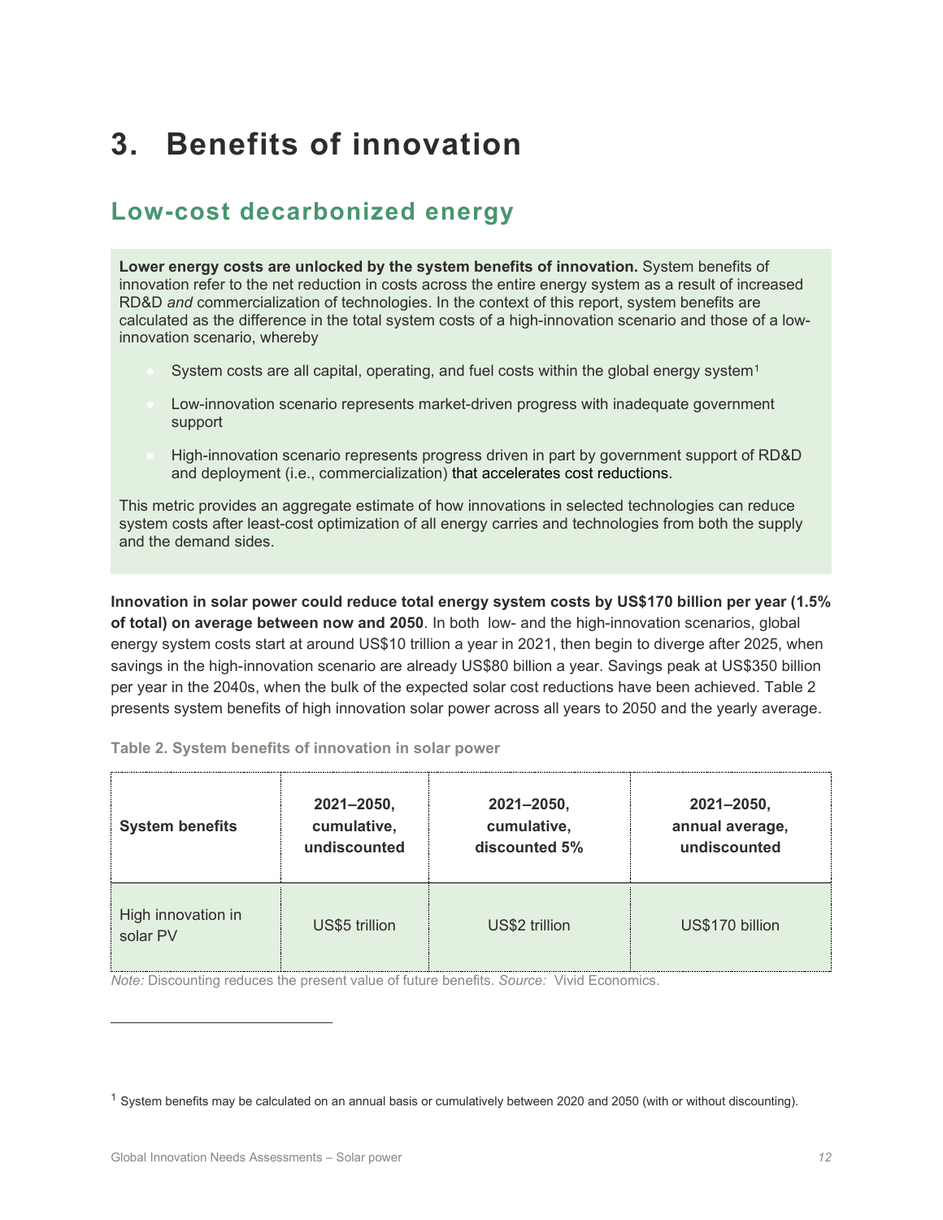# 3. Benefits of innovation

## Low-cost decarbonized energy

**Lower energy costs are unlocked by the system benefits of innovation.** System benefits of innovation refer to the net reduction in costs across the entire energy system as a result of increased RD&D *and* commercialization of technologies. In the context of this report, system benefits are calculated as the difference in the total system costs of a high-innovation scenario and those of a low-innovation scenario, whereby

- System costs are all capital, operating, and fuel costs within the global energy system[1]
- Low-innovation scenario represents market-driven progress with inadequate government support
- High-innovation scenario represents progress driven in part by government support of RD&D and deployment (i.e., commercialization) that accelerates cost reductions.

This metric provides an aggregate estimate of how innovations in selected technologies can reduce system costs after least-cost optimization of all energy carries and technologies from both the supply and the demand sides.

**Innovation in solar power could reduce total energy system costs by US$170 billion per year (1.5% of total) on average between now and 2050**. In both low- and the high-innovation scenarios, global energy system costs start at around US$10 trillion a year in 2021, then begin to diverge after 2025, when savings in the high-innovation scenario are already US$80 billion a year. Savings peak at US$350 billion per year in the 2040s, when the bulk of the expected solar cost reductions have been achieved. Table 2 presents system benefits of high innovation solar power across all years to 2050 and the yearly average.

**Table 2. System benefits of innovation in solar power**

| System benefits | 2021–2050, cumulative, undiscounted | 2021–2050, cumulative, discounted 5% | 2021–2050, annual average, undiscounted |
|---|---|---|---|
| High innovation in solar PV | US$5 trillion | US$2 trillion | US$170 billion |

*Note:* Discounting reduces the present value of future benefits. *Source:* Vivid Economics.

[1] System benefits may be calculated on an annual basis or cumulatively between 2020 and 2050 (with or without discounting).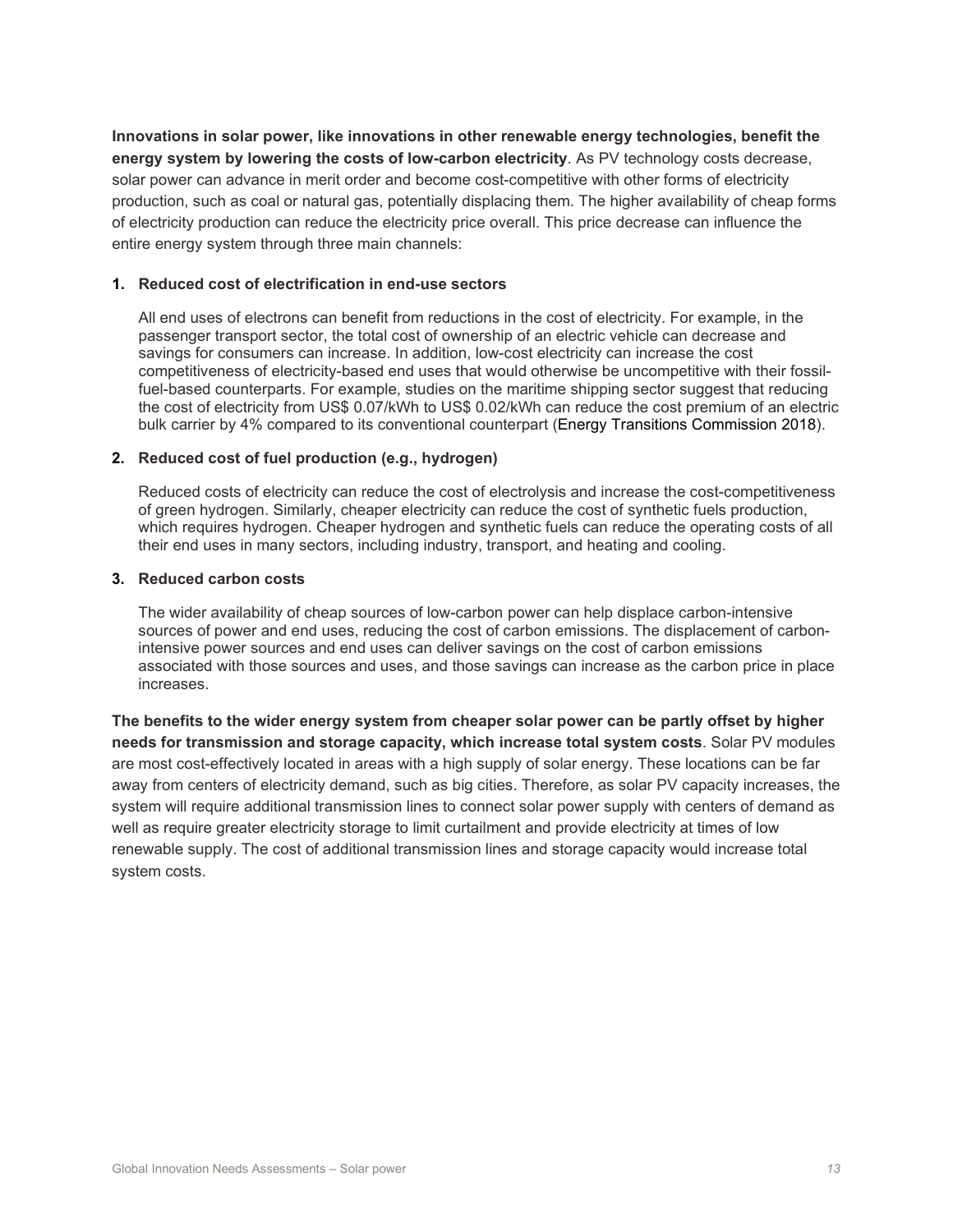**Innovations in solar power, like innovations in other renewable energy technologies, benefit the energy system by lowering the costs of low-carbon electricity**. As PV technology costs decrease, solar power can advance in merit order and become cost-competitive with other forms of electricity production, such as coal or natural gas, potentially displacing them. The higher availability of cheap forms of electricity production can reduce the electricity price overall. This price decrease can influence the entire energy system through three main channels:

1. **Reduced cost of electrification in end-use sectors**

   All end uses of electrons can benefit from reductions in the cost of electricity. For example, in the passenger transport sector, the total cost of ownership of an electric vehicle can decrease and savings for consumers can increase. In addition, low-cost electricity can increase the cost competitiveness of electricity-based end uses that would otherwise be uncompetitive with their fossil-fuel-based counterparts. For example, studies on the maritime shipping sector suggest that reducing the cost of electricity from US$ 0.07/kWh to US$ 0.02/kWh can reduce the cost premium of an electric bulk carrier by 4% compared to its conventional counterpart (Energy Transitions Commission 2018).

2. **Reduced cost of fuel production (e.g., hydrogen)**

   Reduced costs of electricity can reduce the cost of electrolysis and increase the cost-competitiveness of green hydrogen. Similarly, cheaper electricity can reduce the cost of synthetic fuels production, which requires hydrogen. Cheaper hydrogen and synthetic fuels can reduce the operating costs of all their end uses in many sectors, including industry, transport, and heating and cooling.

3. **Reduced carbon costs**

   The wider availability of cheap sources of low-carbon power can help displace carbon-intensive sources of power and end uses, reducing the cost of carbon emissions. The displacement of carbon-intensive power sources and end uses can deliver savings on the cost of carbon emissions associated with those sources and uses, and those savings can increase as the carbon price in place increases.

**The benefits to the wider energy system from cheaper solar power can be partly offset by higher needs for transmission and storage capacity, which increase total system costs**. Solar PV modules are most cost-effectively located in areas with a high supply of solar energy. These locations can be far away from centers of electricity demand, such as big cities. Therefore, as solar PV capacity increases, the system will require additional transmission lines to connect solar power supply with centers of demand as well as require greater electricity storage to limit curtailment and provide electricity at times of low renewable supply. The cost of additional transmission lines and storage capacity would increase total system costs.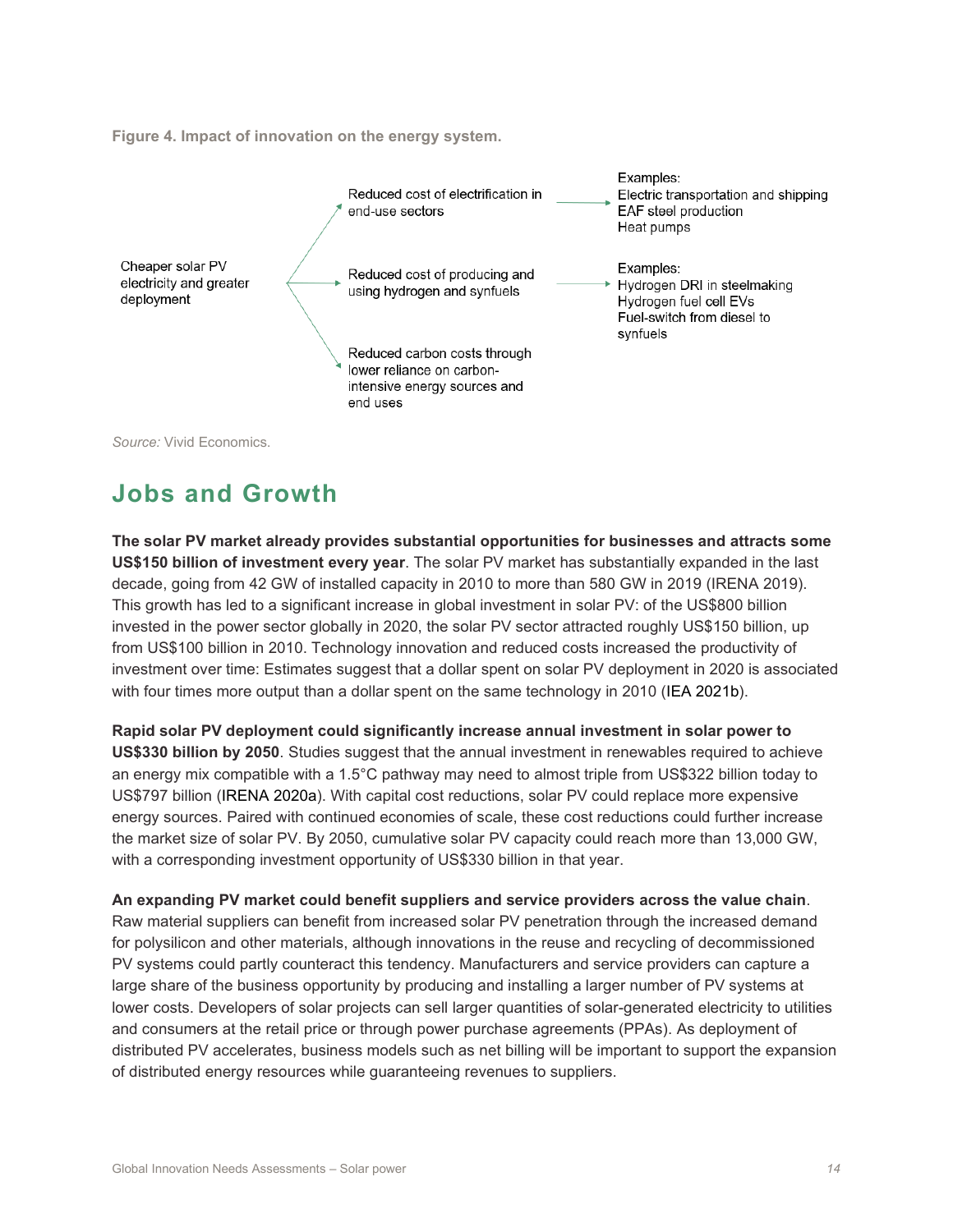**Figure 4. Impact of innovation on the energy system.**

Cheaper solar PV electricity and greater deployment

- Reduced cost of electrification in end-use sectors → Examples: Electric transportation and shipping; EAF steel production; Heat pumps
- Reduced cost of producing and using hydrogen and synfuels → Examples: Hydrogen DRI in steelmaking; Hydrogen fuel cell EVs; Fuel-switch from diesel to synfuels
- Reduced carbon costs through lower reliance on carbon-intensive energy sources and end uses

*Source:* Vivid Economics.

## Jobs and Growth

**The solar PV market already provides substantial opportunities for businesses and attracts some US$150 billion of investment every year**. The solar PV market has substantially expanded in the last decade, going from 42 GW of installed capacity in 2010 to more than 580 GW in 2019 (IRENA 2019). This growth has led to a significant increase in global investment in solar PV: of the US$800 billion invested in the power sector globally in 2020, the solar PV sector attracted roughly US$150 billion, up from US$100 billion in 2010. Technology innovation and reduced costs increased the productivity of investment over time: Estimates suggest that a dollar spent on solar PV deployment in 2020 is associated with four times more output than a dollar spent on the same technology in 2010 (IEA 2021b).

**Rapid solar PV deployment could significantly increase annual investment in solar power to US$330 billion by 2050**. Studies suggest that the annual investment in renewables required to achieve an energy mix compatible with a 1.5°C pathway may need to almost triple from US$322 billion today to US$797 billion (IRENA 2020a). With capital cost reductions, solar PV could replace more expensive energy sources. Paired with continued economies of scale, these cost reductions could further increase the market size of solar PV. By 2050, cumulative solar PV capacity could reach more than 13,000 GW, with a corresponding investment opportunity of US$330 billion in that year.

**An expanding PV market could benefit suppliers and service providers across the value chain**. Raw material suppliers can benefit from increased solar PV penetration through the increased demand for polysilicon and other materials, although innovations in the reuse and recycling of decommissioned PV systems could partly counteract this tendency. Manufacturers and service providers can capture a large share of the business opportunity by producing and installing a larger number of PV systems at lower costs. Developers of solar projects can sell larger quantities of solar-generated electricity to utilities and consumers at the retail price or through power purchase agreements (PPAs). As deployment of distributed PV accelerates, business models such as net billing will be important to support the expansion of distributed energy resources while guaranteeing revenues to suppliers.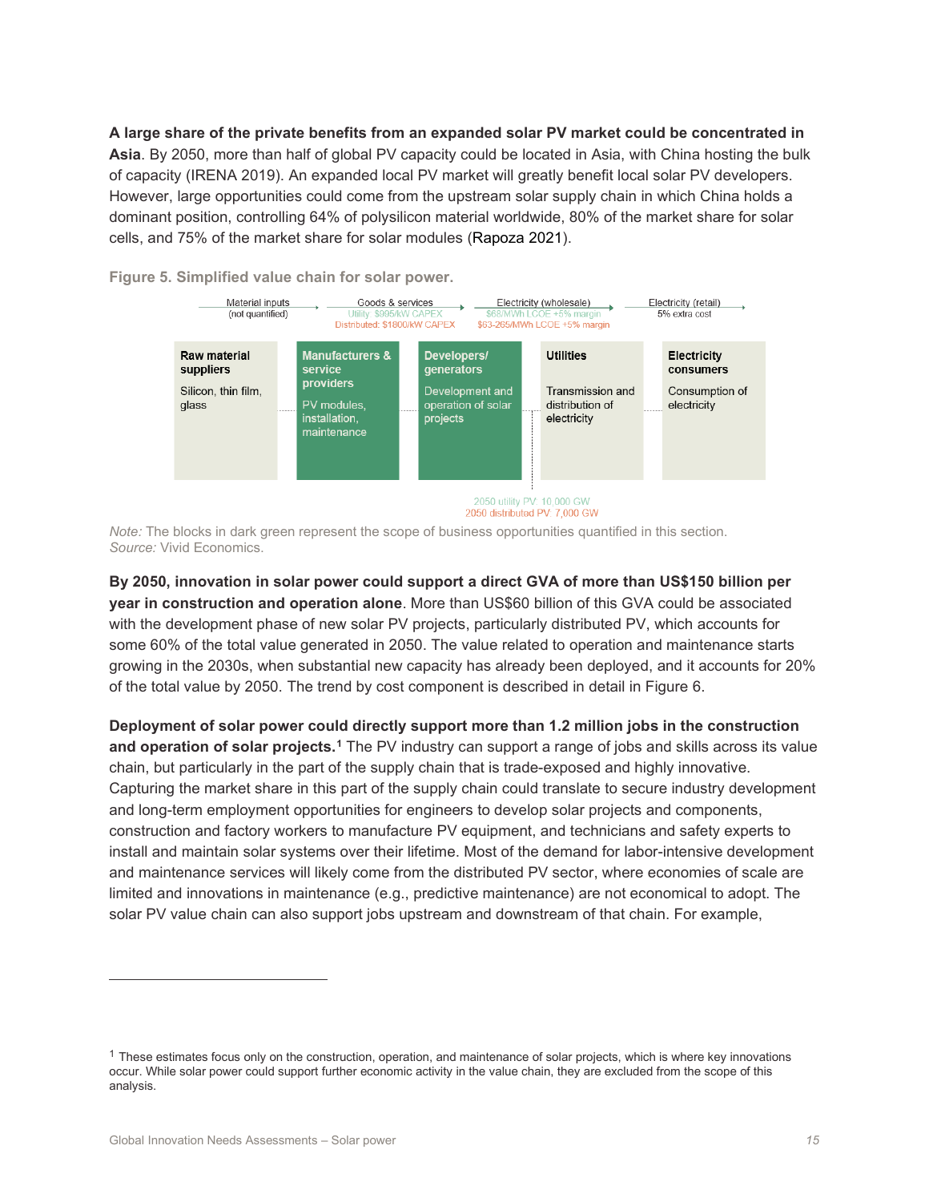**A large share of the private benefits from an expanded solar PV market could be concentrated in Asia**. By 2050, more than half of global PV capacity could be located in Asia, with China hosting the bulk of capacity (IRENA 2019). An expanded local PV market will greatly benefit local solar PV developers. However, large opportunities could come from the upstream solar supply chain in which China holds a dominant position, controlling 64% of polysilicon material worldwide, 80% of the market share for solar cells, and 75% of the market share for solar modules (Rapoza 2021).

**Figure 5. Simplified value chain for solar power.**

| Material inputs (not quantified) | Goods & services<br>Utility: $995/kW CAPEX<br>Distributed: $1800/kW CAPEX | Electricity (wholesale)<br>$68/MWh LCOE +5% margin<br>$63-265/MWh LCOE +5% margin | | Electricity (retail)<br>5% extra cost |
|---|---|---|---|---|
| **Raw material suppliers**<br>Silicon, thin film, glass | **Manufacturers & service providers**<br>PV modules, installation, maintenance | **Developers/ generators**<br>Development and operation of solar projects | **Utilities**<br>Transmission and distribution of electricity | **Electricity consumers**<br>Consumption of electricity |

2050 utility PV: 10,000 GW
2050 distributed PV: 7,000 GW

*Note:* The blocks in dark green represent the scope of business opportunities quantified in this section.
*Source:* Vivid Economics.

**By 2050, innovation in solar power could support a direct GVA of more than US$150 billion per year in construction and operation alone**. More than US$60 billion of this GVA could be associated with the development phase of new solar PV projects, particularly distributed PV, which accounts for some 60% of the total value generated in 2050. The value related to operation and maintenance starts growing in the 2030s, when substantial new capacity has already been deployed, and it accounts for 20% of the total value by 2050. The trend by cost component is described in detail in Figure 6.

**Deployment of solar power could directly support more than 1.2 million jobs in the construction and operation of solar projects.**[1] The PV industry can support a range of jobs and skills across its value chain, but particularly in the part of the supply chain that is trade-exposed and highly innovative. Capturing the market share in this part of the supply chain could translate to secure industry development and long-term employment opportunities for engineers to develop solar projects and components, construction and factory workers to manufacture PV equipment, and technicians and safety experts to install and maintain solar systems over their lifetime. Most of the demand for labor-intensive development and maintenance services will likely come from the distributed PV sector, where economies of scale are limited and innovations in maintenance (e.g., predictive maintenance) are not economical to adopt. The solar PV value chain can also support jobs upstream and downstream of that chain. For example,

---

[1] These estimates focus only on the construction, operation, and maintenance of solar projects, which is where key innovations occur. While solar power could support further economic activity in the value chain, they are excluded from the scope of this analysis.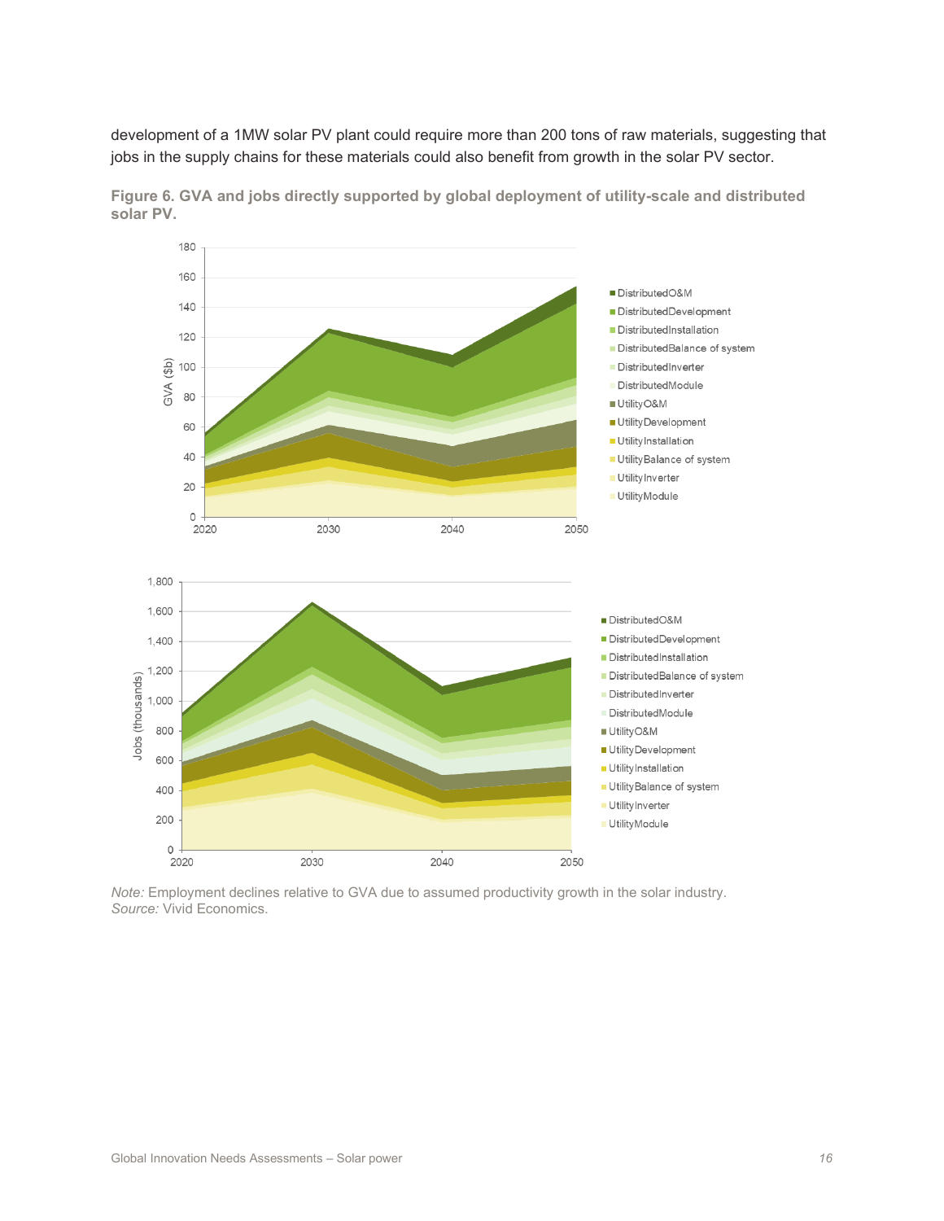development of a 1MW solar PV plant could require more than 200 tons of raw materials, suggesting that jobs in the supply chains for these materials could also benefit from growth in the solar PV sector.

**Figure 6. GVA and jobs directly supported by global deployment of utility-scale and distributed solar PV.**

*Note:* Employment declines relative to GVA due to assumed productivity growth in the solar industry.
*Source:* Vivid Economics.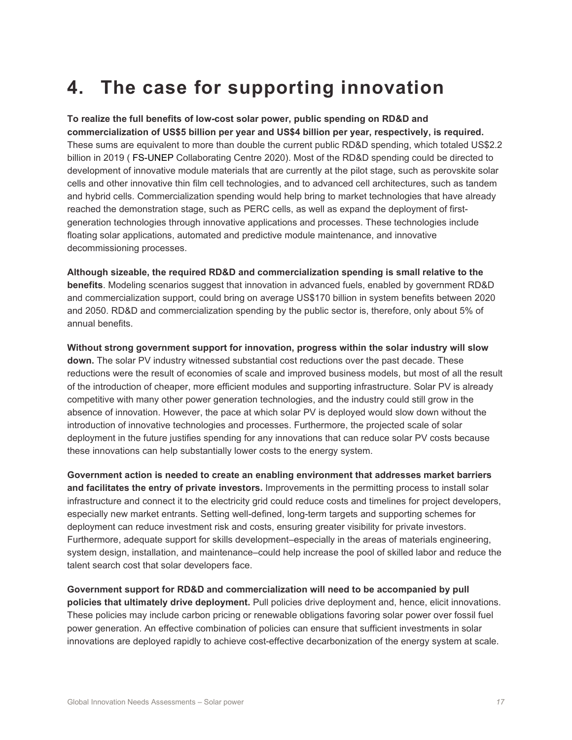# 4. The case for supporting innovation

**To realize the full benefits of low-cost solar power, public spending on RD&D and commercialization of US$5 billion per year and US$4 billion per year, respectively, is required.** These sums are equivalent to more than double the current public RD&D spending, which totaled US$2.2 billion in 2019 ( FS-UNEP Collaborating Centre 2020). Most of the RD&D spending could be directed to development of innovative module materials that are currently at the pilot stage, such as perovskite solar cells and other innovative thin film cell technologies, and to advanced cell architectures, such as tandem and hybrid cells. Commercialization spending would help bring to market technologies that have already reached the demonstration stage, such as PERC cells, as well as expand the deployment of first-generation technologies through innovative applications and processes. These technologies include floating solar applications, automated and predictive module maintenance, and innovative decommissioning processes.

**Although sizeable, the required RD&D and commercialization spending is small relative to the benefits**. Modeling scenarios suggest that innovation in advanced fuels, enabled by government RD&D and commercialization support, could bring on average US$170 billion in system benefits between 2020 and 2050. RD&D and commercialization spending by the public sector is, therefore, only about 5% of annual benefits.

**Without strong government support for innovation, progress within the solar industry will slow down.** The solar PV industry witnessed substantial cost reductions over the past decade. These reductions were the result of economies of scale and improved business models, but most of all the result of the introduction of cheaper, more efficient modules and supporting infrastructure. Solar PV is already competitive with many other power generation technologies, and the industry could still grow in the absence of innovation. However, the pace at which solar PV is deployed would slow down without the introduction of innovative technologies and processes. Furthermore, the projected scale of solar deployment in the future justifies spending for any innovations that can reduce solar PV costs because these innovations can help substantially lower costs to the energy system.

**Government action is needed to create an enabling environment that addresses market barriers and facilitates the entry of private investors.** Improvements in the permitting process to install solar infrastructure and connect it to the electricity grid could reduce costs and timelines for project developers, especially new market entrants. Setting well-defined, long-term targets and supporting schemes for deployment can reduce investment risk and costs, ensuring greater visibility for private investors. Furthermore, adequate support for skills development–especially in the areas of materials engineering, system design, installation, and maintenance–could help increase the pool of skilled labor and reduce the talent search cost that solar developers face.

**Government support for RD&D and commercialization will need to be accompanied by pull policies that ultimately drive deployment.** Pull policies drive deployment and, hence, elicit innovations. These policies may include carbon pricing or renewable obligations favoring solar power over fossil fuel power generation. An effective combination of policies can ensure that sufficient investments in solar innovations are deployed rapidly to achieve cost-effective decarbonization of the energy system at scale.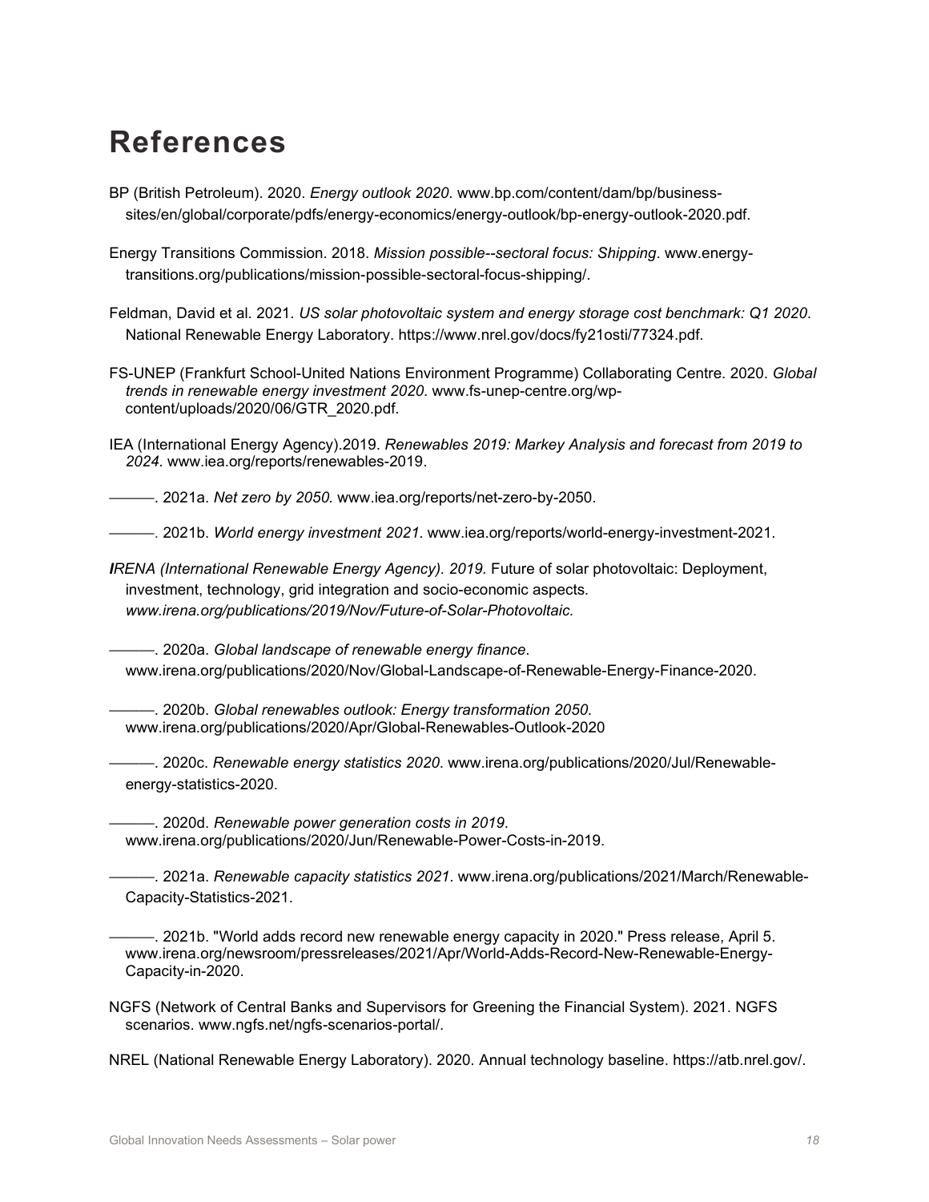# References

BP (British Petroleum). 2020. *Energy outlook 2020*. www.bp.com/content/dam/bp/business-sites/en/global/corporate/pdfs/energy-economics/energy-outlook/bp-energy-outlook-2020.pdf.

Energy Transitions Commission. 2018. *Mission possible--sectoral focus: Shipping*. www.energy-transitions.org/publications/mission-possible-sectoral-focus-shipping/.

Feldman, David et al. 2021. *US solar photovoltaic system and energy storage cost benchmark: Q1 2020*. National Renewable Energy Laboratory. https://www.nrel.gov/docs/fy21osti/77324.pdf.

FS-UNEP (Frankfurt School-United Nations Environment Programme) Collaborating Centre. 2020. *Global trends in renewable energy investment 2020*. www.fs-unep-centre.org/wp-content/uploads/2020/06/GTR_2020.pdf.

IEA (International Energy Agency).2019. *Renewables 2019: Markey Analysis and forecast from 2019 to 2024*. www.iea.org/reports/renewables-2019.

———. 2021a. *Net zero by 2050.* www.iea.org/reports/net-zero-by-2050.

———. 2021b. *World energy investment 2021*. www.iea.org/reports/world-energy-investment-2021.

***I****RENA (International Renewable Energy Agency). 2019.* Future of solar photovoltaic: Deployment, investment, technology, grid integration and socio-economic aspects. *www.irena.org/publications/2019/Nov/Future-of-Solar-Photovoltaic.*

———. 2020a. *Global landscape of renewable energy finance*. www.irena.org/publications/2020/Nov/Global-Landscape-of-Renewable-Energy-Finance-2020.

———. 2020b. *Global renewables outlook: Energy transformation 2050*. www.irena.org/publications/2020/Apr/Global-Renewables-Outlook-2020

———. 2020c. *Renewable energy statistics 2020*. www.irena.org/publications/2020/Jul/Renewable-energy-statistics-2020.

———. 2020d. *Renewable power generation costs in 2019*. www.irena.org/publications/2020/Jun/Renewable-Power-Costs-in-2019.

———. 2021a. *Renewable capacity statistics 2021*. www.irena.org/publications/2021/March/Renewable-Capacity-Statistics-2021.

———. 2021b. "World adds record new renewable energy capacity in 2020." Press release, April 5. www.irena.org/newsroom/pressreleases/2021/Apr/World-Adds-Record-New-Renewable-Energy-Capacity-in-2020.

NGFS (Network of Central Banks and Supervisors for Greening the Financial System). 2021. NGFS scenarios. www.ngfs.net/ngfs-scenarios-portal/.

NREL (National Renewable Energy Laboratory). 2020. Annual technology baseline. https://atb.nrel.gov/.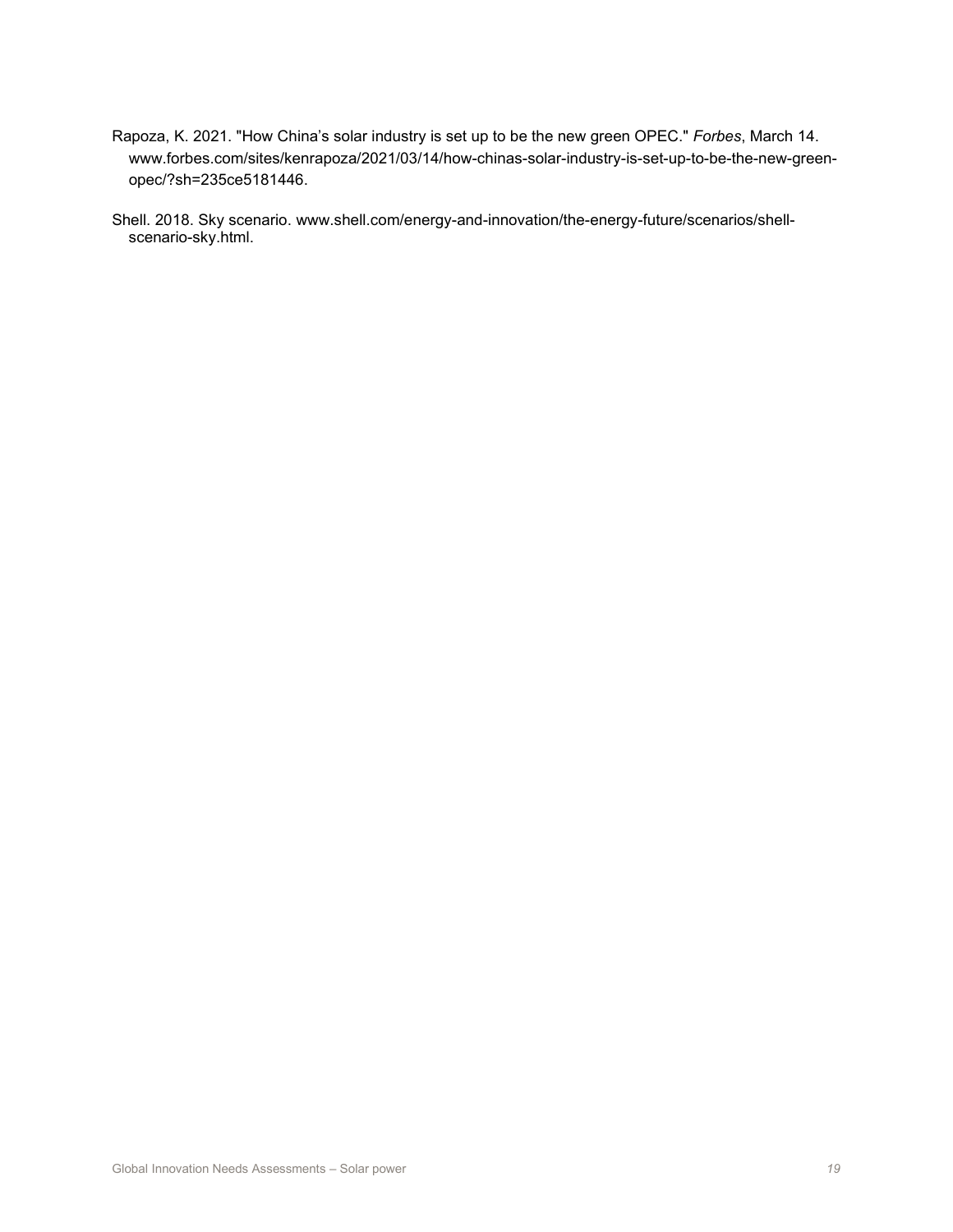Rapoza, K. 2021. "How China's solar industry is set up to be the new green OPEC." *Forbes*, March 14. www.forbes.com/sites/kenrapoza/2021/03/14/how-chinas-solar-industry-is-set-up-to-be-the-new-green-opec/?sh=235ce5181446.

Shell. 2018. Sky scenario. www.shell.com/energy-and-innovation/the-energy-future/scenarios/shell-scenario-sky.html.